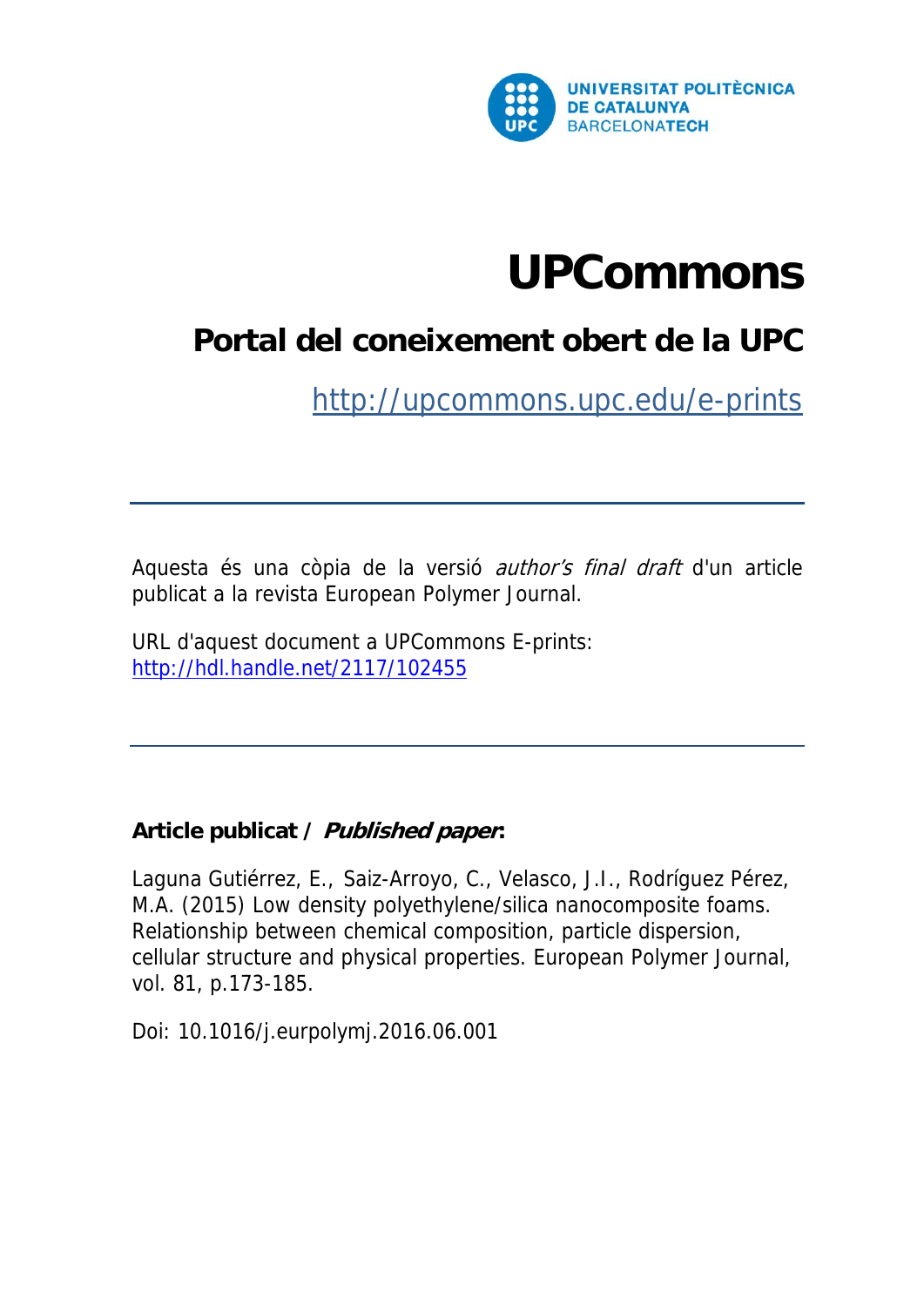UNIVERSITAT POLITÈCNICA DE CATALUNYA
BARCELONATECH

# UPCommons

## Portal del coneixement obert de la UPC

http://upcommons.upc.edu/e-prints

---

Aquesta és una còpia de la versió *author's final draft* d'un article publicat a la revista European Polymer Journal.

URL d'aquest document a UPCommons E-prints:
http://hdl.handle.net/2117/102455

---

**Article publicat / *Published paper*:**

Laguna Gutiérrez, E., Saiz-Arroyo, C., Velasco, J.I., Rodríguez Pérez, M.A. (2015) Low density polyethylene/silica nanocomposite foams. Relationship between chemical composition, particle dispersion, cellular structure and physical properties. European Polymer Journal, vol. 81, p.173-185.

Doi: 10.1016/j.eurpolymj.2016.06.001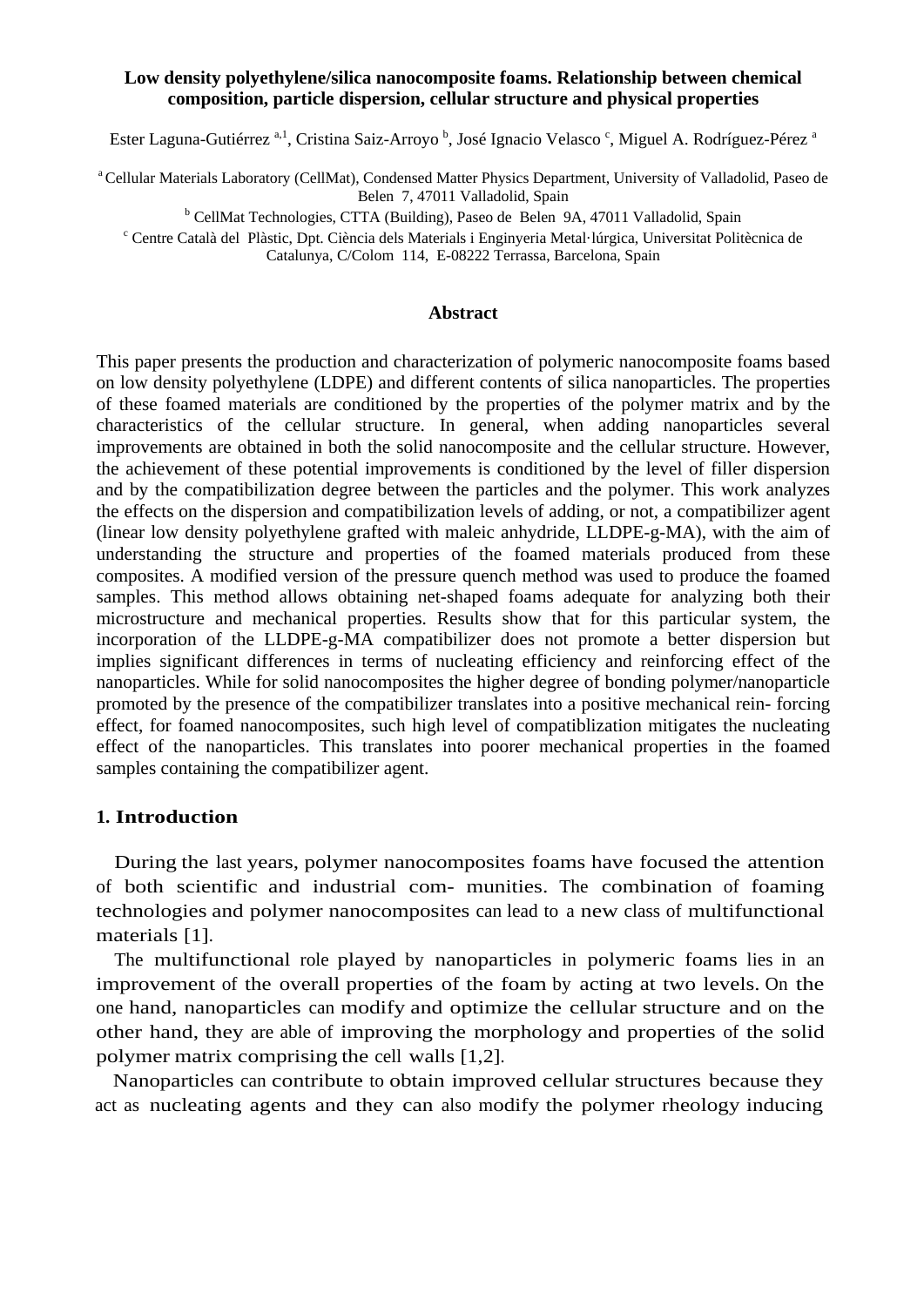**Low density polyethylene/silica nanocomposite foams. Relationship between chemical composition, particle dispersion, cellular structure and physical properties**

Ester Laguna-Gutiérrez [a,1], Cristina Saiz-Arroyo [b], José Ignacio Velasco [c], Miguel A. Rodríguez-Pérez [a]

[a] Cellular Materials Laboratory (CellMat), Condensed Matter Physics Department, University of Valladolid, Paseo de Belen 7, 47011 Valladolid, Spain

[b] CellMat Technologies, CTTA (Building), Paseo de Belen 9A, 47011 Valladolid, Spain

[c] Centre Català del Plàstic, Dpt. Ciència dels Materials i Enginyeria Metal·lúrgica, Universitat Politècnica de Catalunya, C/Colom 114, E-08222 Terrassa, Barcelona, Spain

## Abstract

This paper presents the production and characterization of polymeric nanocomposite foams based on low density polyethylene (LDPE) and different contents of silica nanoparticles. The properties of these foamed materials are conditioned by the properties of the polymer matrix and by the characteristics of the cellular structure. In general, when adding nanoparticles several improvements are obtained in both the solid nanocomposite and the cellular structure. However, the achievement of these potential improvements is conditioned by the level of filler dispersion and by the compatibilization degree between the particles and the polymer. This work analyzes the effects on the dispersion and compatibilization levels of adding, or not, a compatibilizer agent (linear low density polyethylene grafted with maleic anhydride, LLDPE-g-MA), with the aim of understanding the structure and properties of the foamed materials produced from these composites. A modified version of the pressure quench method was used to produce the foamed samples. This method allows obtaining net-shaped foams adequate for analyzing both their microstructure and mechanical properties. Results show that for this particular system, the incorporation of the LLDPE-g-MA compatibilizer does not promote a better dispersion but implies significant differences in terms of nucleating efficiency and reinforcing effect of the nanoparticles. While for solid nanocomposites the higher degree of bonding polymer/nanoparticle promoted by the presence of the compatibilizer translates into a positive mechanical rein- forcing effect, for foamed nanocomposites, such high level of compatiblization mitigates the nucleating effect of the nanoparticles. This translates into poorer mechanical properties in the foamed samples containing the compatibilizer agent.

## 1. Introduction

During the last years, polymer nanocomposites foams have focused the attention of both scientific and industrial com- munities. The combination of foaming technologies and polymer nanocomposites can lead to a new class of multifunctional materials [1].

The multifunctional role played by nanoparticles in polymeric foams lies in an improvement of the overall properties of the foam by acting at two levels. On the one hand, nanoparticles can modify and optimize the cellular structure and on the other hand, they are able of improving the morphology and properties of the solid polymer matrix comprising the cell walls [1,2].

Nanoparticles can contribute to obtain improved cellular structures because they act as nucleating agents and they can also modify the polymer rheology inducing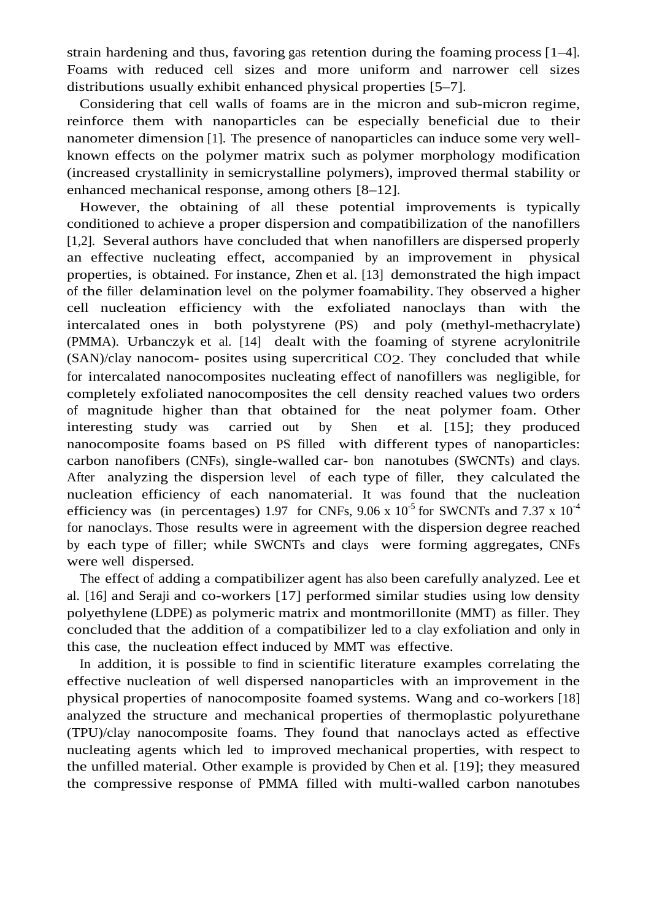strain hardening and thus, favoring gas retention during the foaming process [1–4]. Foams with reduced cell sizes and more uniform and narrower cell sizes distributions usually exhibit enhanced physical properties [5–7].

Considering that cell walls of foams are in the micron and sub-micron regime, reinforce them with nanoparticles can be especially beneficial due to their nanometer dimension [1]. The presence of nanoparticles can induce some very well-known effects on the polymer matrix such as polymer morphology modification (increased crystallinity in semicrystalline polymers), improved thermal stability or enhanced mechanical response, among others [8–12].

However, the obtaining of all these potential improvements is typically conditioned to achieve a proper dispersion and compatibilization of the nanofillers [1,2]. Several authors have concluded that when nanofillers are dispersed properly an effective nucleating effect, accompanied by an improvement in physical properties, is obtained. For instance, Zhen et al. [13] demonstrated the high impact of the filler delamination level on the polymer foamability. They observed a higher cell nucleation efficiency with the exfoliated nanoclays than with the intercalated ones in both polystyrene (PS) and poly (methyl-methacrylate) (PMMA). Urbanczyk et al. [14] dealt with the foaming of styrene acrylonitrile (SAN)/clay nanocom- posites using supercritical $CO_2$. They concluded that while for intercalated nanocomposites nucleating effect of nanofillers was negligible, for completely exfoliated nanocomposites the cell density reached values two orders of magnitude higher than that obtained for the neat polymer foam. Other interesting study was carried out by Shen et al. [15]; they produced nanocomposite foams based on PS filled with different types of nanoparticles: carbon nanofibers (CNFs), single-walled car- bon nanotubes (SWCNTs) and clays. After analyzing the dispersion level of each type of filler, they calculated the nucleation efficiency of each nanomaterial. It was found that the nucleation efficiency was (in percentages) 1.97 for CNFs, $9.06 \times 10^{-5}$ for SWCNTs and $7.37 \times 10^{-4}$ for nanoclays. Those results were in agreement with the dispersion degree reached by each type of filler; while SWCNTs and clays were forming aggregates, CNFs were well dispersed.

The effect of adding a compatibilizer agent has also been carefully analyzed. Lee et al. [16] and Seraji and co-workers [17] performed similar studies using low density polyethylene (LDPE) as polymeric matrix and montmorillonite (MMT) as filler. They concluded that the addition of a compatibilizer led to a clay exfoliation and only in this case, the nucleation effect induced by MMT was effective.

In addition, it is possible to find in scientific literature examples correlating the effective nucleation of well dispersed nanoparticles with an improvement in the physical properties of nanocomposite foamed systems. Wang and co-workers [18] analyzed the structure and mechanical properties of thermoplastic polyurethane (TPU)/clay nanocomposite foams. They found that nanoclays acted as effective nucleating agents which led to improved mechanical properties, with respect to the unfilled material. Other example is provided by Chen et al. [19]; they measured the compressive response of PMMA filled with multi-walled carbon nanotubes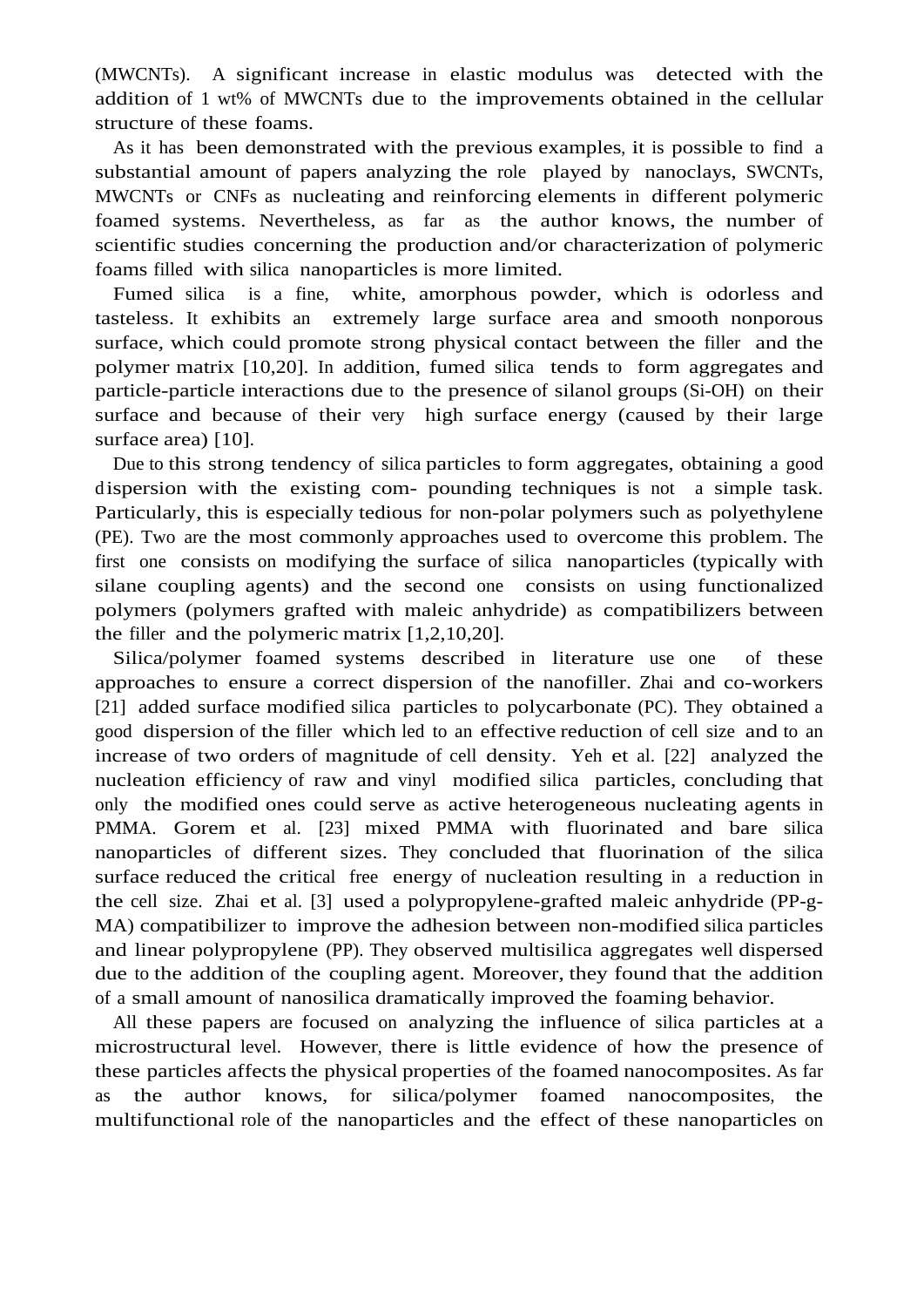(MWCNTs). A significant increase in elastic modulus was detected with the addition of 1 wt% of MWCNTs due to the improvements obtained in the cellular structure of these foams.

As it has been demonstrated with the previous examples, it is possible to find a substantial amount of papers analyzing the role played by nanoclays, SWCNTs, MWCNTs or CNFs as nucleating and reinforcing elements in different polymeric foamed systems. Nevertheless, as far as the author knows, the number of scientific studies concerning the production and/or characterization of polymeric foams filled with silica nanoparticles is more limited.

Fumed silica is a fine, white, amorphous powder, which is odorless and tasteless. It exhibits an extremely large surface area and smooth nonporous surface, which could promote strong physical contact between the filler and the polymer matrix [10,20]. In addition, fumed silica tends to form aggregates and particle-particle interactions due to the presence of silanol groups (Si-OH) on their surface and because of their very high surface energy (caused by their large surface area) [10].

Due to this strong tendency of silica particles to form aggregates, obtaining a good dispersion with the existing com- pounding techniques is not a simple task. Particularly, this is especially tedious for non-polar polymers such as polyethylene (PE). Two are the most commonly approaches used to overcome this problem. The first one consists on modifying the surface of silica nanoparticles (typically with silane coupling agents) and the second one consists on using functionalized polymers (polymers grafted with maleic anhydride) as compatibilizers between the filler and the polymeric matrix [1,2,10,20].

Silica/polymer foamed systems described in literature use one of these approaches to ensure a correct dispersion of the nanofiller. Zhai and co-workers [21] added surface modified silica particles to polycarbonate (PC). They obtained a good dispersion of the filler which led to an effective reduction of cell size and to an increase of two orders of magnitude of cell density. Yeh et al. [22] analyzed the nucleation efficiency of raw and vinyl modified silica particles, concluding that only the modified ones could serve as active heterogeneous nucleating agents in PMMA. Gorem et al. [23] mixed PMMA with fluorinated and bare silica nanoparticles of different sizes. They concluded that fluorination of the silica surface reduced the critical free energy of nucleation resulting in a reduction in the cell size. Zhai et al. [3] used a polypropylene-grafted maleic anhydride (PP-g-MA) compatibilizer to improve the adhesion between non-modified silica particles and linear polypropylene (PP). They observed multisilica aggregates well dispersed due to the addition of the coupling agent. Moreover, they found that the addition of a small amount of nanosilica dramatically improved the foaming behavior.

All these papers are focused on analyzing the influence of silica particles at a microstructural level. However, there is little evidence of how the presence of these particles affects the physical properties of the foamed nanocomposites. As far as the author knows, for silica/polymer foamed nanocomposites, the multifunctional role of the nanoparticles and the effect of these nanoparticles on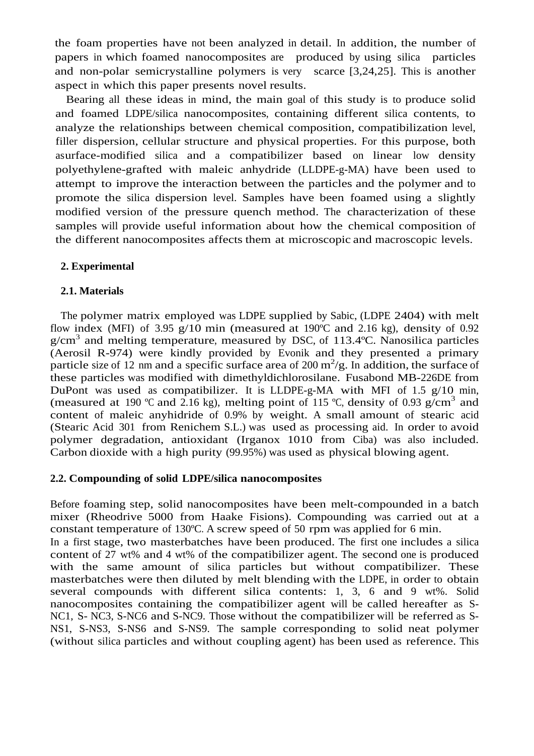the foam properties have not been analyzed in detail. In addition, the number of papers in which foamed nanocomposites are produced by using silica particles and non-polar semicrystalline polymers is very scarce [3,24,25]. This is another aspect in which this paper presents novel results.

Bearing all these ideas in mind, the main goal of this study is to produce solid and foamed LDPE/silica nanocomposites, containing different silica contents, to analyze the relationships between chemical composition, compatibilization level, filler dispersion, cellular structure and physical properties. For this purpose, both asurface-modified silica and a compatibilizer based on linear low density polyethylene-grafted with maleic anhydride (LLDPE-g-MA) have been used to attempt to improve the interaction between the particles and the polymer and to promote the silica dispersion level. Samples have been foamed using a slightly modified version of the pressure quench method. The characterization of these samples will provide useful information about how the chemical composition of the different nanocomposites affects them at microscopic and macroscopic levels.

## 2. Experimental

### 2.1. Materials

The polymer matrix employed was LDPE supplied by Sabic, (LDPE 2404) with melt flow index (MFI) of 3.95 g/10 min (measured at 190ºC and 2.16 kg), density of 0.92 g/cm$^3$ and melting temperature, measured by DSC, of 113.4ºC. Nanosilica particles (Aerosil R-974) were kindly provided by Evonik and they presented a primary particle size of 12 nm and a specific surface area of 200 m$^2$/g. In addition, the surface of these particles was modified with dimethyldichlorosilane. Fusabond MB-226DE from DuPont was used as compatibilizer. It is LLDPE-g-MA with MFI of 1.5 g/10 min, (measured at 190 ºC and 2.16 kg), melting point of 115 ºC, density of 0.93 g/cm$^3$ and content of maleic anyhidride of 0.9% by weight. A small amount of stearic acid (Stearic Acid 301 from Renichem S.L.) was used as processing aid. In order to avoid polymer degradation, antioxidant (Irganox 1010 from Ciba) was also included. Carbon dioxide with a high purity (99.95%) was used as physical blowing agent.

### 2.2. Compounding of solid LDPE/silica nanocomposites

Before foaming step, solid nanocomposites have been melt-compounded in a batch mixer (Rheodrive 5000 from Haake Fisions). Compounding was carried out at a constant temperature of 130ºC. A screw speed of 50 rpm was applied for 6 min.

In a first stage, two masterbatches have been produced. The first one includes a silica content of 27 wt% and 4 wt% of the compatibilizer agent. The second one is produced with the same amount of silica particles but without compatibilizer. These masterbatches were then diluted by melt blending with the LDPE, in order to obtain several compounds with different silica contents: 1, 3, 6 and 9 wt%. Solid nanocomposites containing the compatibilizer agent will be called hereafter as S-NC1, S- NC3, S-NC6 and S-NC9. Those without the compatibilizer will be referred as S-NS1, S-NS3, S-NS6 and S-NS9. The sample corresponding to solid neat polymer (without silica particles and without coupling agent) has been used as reference. This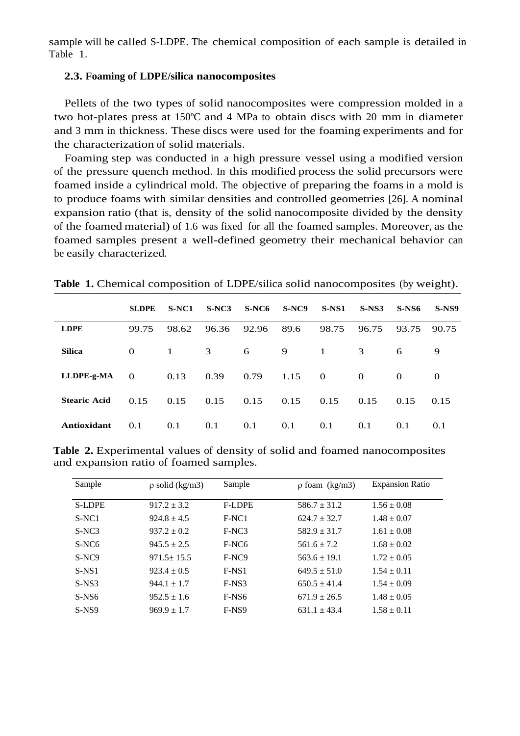sample will be called S-LDPE. The chemical composition of each sample is detailed in Table 1.

### 2.3. Foaming of LDPE/silica nanocomposites

Pellets of the two types of solid nanocomposites were compression molded in a two hot-plates press at 150ºC and 4 MPa to obtain discs with 20 mm in diameter and 3 mm in thickness. These discs were used for the foaming experiments and for the characterization of solid materials.

Foaming step was conducted in a high pressure vessel using a modified version of the pressure quench method. In this modified process the solid precursors were foamed inside a cylindrical mold. The objective of preparing the foams in a mold is to produce foams with similar densities and controlled geometries [26]. A nominal expansion ratio (that is, density of the solid nanocomposite divided by the density of the foamed material) of 1.6 was fixed for all the foamed samples. Moreover, as the foamed samples present a well-defined geometry their mechanical behavior can be easily characterized.

**Table 1.** Chemical composition of LDPE/silica solid nanocomposites (by weight).

| | SLDPE | S-NC1 | S-NC3 | S-NC6 | S-NC9 | S-NS1 | S-NS3 | S-NS6 | S-NS9 |
|---|---|---|---|---|---|---|---|---|---|
| **LDPE** | 99.75 | 98.62 | 96.36 | 92.96 | 89.6 | 98.75 | 96.75 | 93.75 | 90.75 |
| **Silica** | 0 | 1 | 3 | 6 | 9 | 1 | 3 | 6 | 9 |
| **LLDPE-g-MA** | 0 | 0.13 | 0.39 | 0.79 | 1.15 | 0 | 0 | 0 | 0 |
| **Stearic Acid** | 0.15 | 0.15 | 0.15 | 0.15 | 0.15 | 0.15 | 0.15 | 0.15 | 0.15 |
| **Antioxidant** | 0.1 | 0.1 | 0.1 | 0.1 | 0.1 | 0.1 | 0.1 | 0.1 | 0.1 |

**Table 2.** Experimental values of density of solid and foamed nanocomposites and expansion ratio of foamed samples.

| Sample | $\rho$ solid (kg/m3) | Sample | $\rho$ foam (kg/m3) | Expansion Ratio |
|---|---|---|---|---|
| S-LDPE | 917.2 ± 3.2 | F-LDPE | 586.7 ± 31.2 | 1.56 ± 0.08 |
| S-NC1 | 924.8 ± 4.5 | F-NC1 | 624.7 ± 32.7 | 1.48 ± 0.07 |
| S-NC3 | 937.2 ± 0.2 | F-NC3 | 582.9 ± 31.7 | 1.61 ± 0.08 |
| S-NC6 | 945.5 ± 2.5 | F-NC6 | 561.6 ± 7.2 | 1.68 ± 0.02 |
| S-NC9 | 971.5± 15.5 | F-NC9 | 563.6 ± 19.1 | 1.72 ± 0.05 |
| S-NS1 | 923.4 ± 0.5 | F-NS1 | 649.5 ± 51.0 | 1.54 ± 0.11 |
| S-NS3 | 944.1 ± 1.7 | F-NS3 | 650.5 ± 41.4 | 1.54 ± 0.09 |
| S-NS6 | 952.5 ± 1.6 | F-NS6 | 671.9 ± 26.5 | 1.48 ± 0.05 |
| S-NS9 | 969.9 ± 1.7 | F-NS9 | 631.1 ± 43.4 | 1.58 ± 0.11 |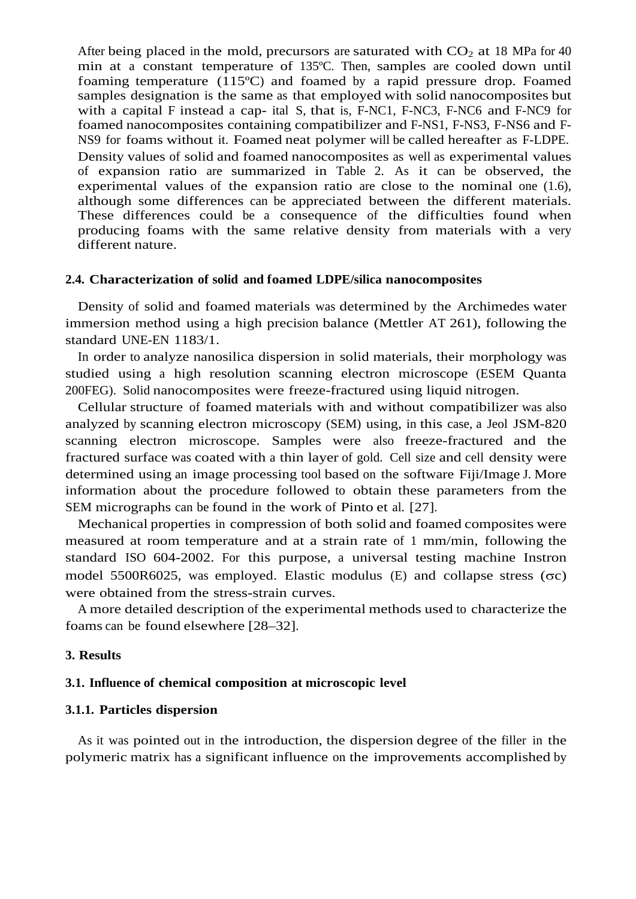After being placed in the mold, precursors are saturated with $CO_2$ at 18 MPa for 40 min at a constant temperature of 135ºC. Then, samples are cooled down until foaming temperature (115ºC) and foamed by a rapid pressure drop. Foamed samples designation is the same as that employed with solid nanocomposites but with a capital F instead a cap- ital S, that is, F-NC1, F-NC3, F-NC6 and F-NC9 for foamed nanocomposites containing compatibilizer and F-NS1, F-NS3, F-NS6 and F-NS9 for foams without it. Foamed neat polymer will be called hereafter as F-LDPE. Density values of solid and foamed nanocomposites as well as experimental values of expansion ratio are summarized in Table 2. As it can be observed, the experimental values of the expansion ratio are close to the nominal one (1.6), although some differences can be appreciated between the different materials. These differences could be a consequence of the difficulties found when producing foams with the same relative density from materials with a very different nature.

### 2.4. Characterization of solid and foamed LDPE/silica nanocomposites

Density of solid and foamed materials was determined by the Archimedes water immersion method using a high precision balance (Mettler AT 261), following the standard UNE-EN 1183/1.

In order to analyze nanosilica dispersion in solid materials, their morphology was studied using a high resolution scanning electron microscope (ESEM Quanta 200FEG). Solid nanocomposites were freeze-fractured using liquid nitrogen.

Cellular structure of foamed materials with and without compatibilizer was also analyzed by scanning electron microscopy (SEM) using, in this case, a Jeol JSM-820 scanning electron microscope. Samples were also freeze-fractured and the fractured surface was coated with a thin layer of gold. Cell size and cell density were determined using an image processing tool based on the software Fiji/Image J. More information about the procedure followed to obtain these parameters from the SEM micrographs can be found in the work of Pinto et al. [27].

Mechanical properties in compression of both solid and foamed composites were measured at room temperature and at a strain rate of 1 mm/min, following the standard ISO 604-2002. For this purpose, a universal testing machine Instron model 5500R6025, was employed. Elastic modulus (E) and collapse stress ($\sigma c$) were obtained from the stress-strain curves.

A more detailed description of the experimental methods used to characterize the foams can be found elsewhere [28–32].

## 3. Results

### 3.1. Influence of chemical composition at microscopic level

#### 3.1.1. Particles dispersion

As it was pointed out in the introduction, the dispersion degree of the filler in the polymeric matrix has a significant influence on the improvements accomplished by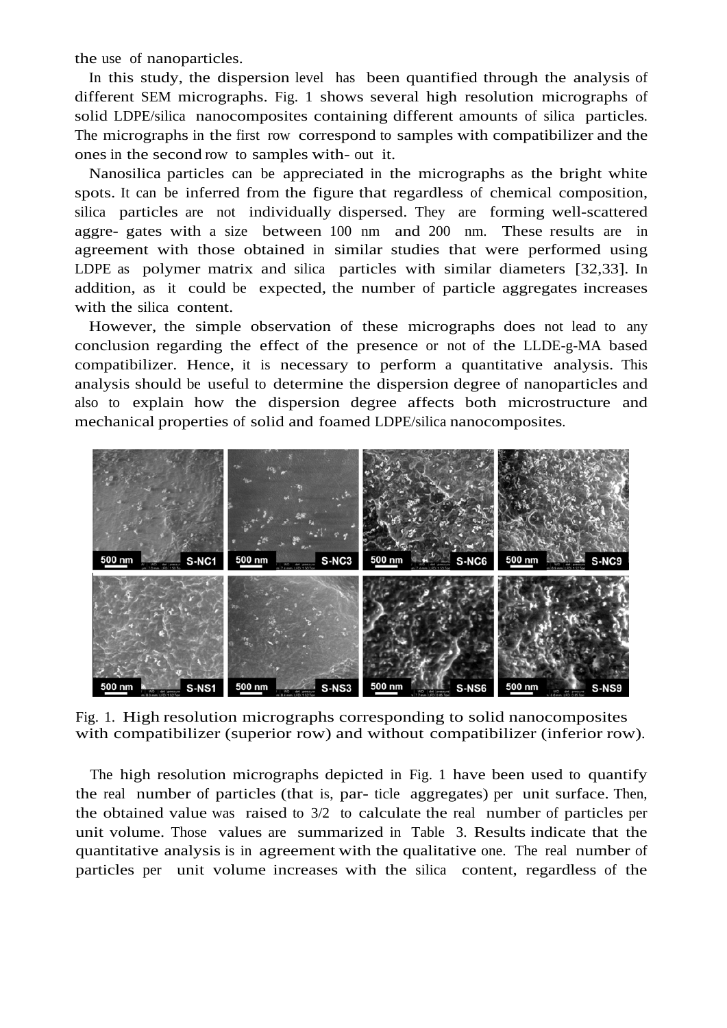the use of nanoparticles.

In this study, the dispersion level has been quantified through the analysis of different SEM micrographs. Fig. 1 shows several high resolution micrographs of solid LDPE/silica nanocomposites containing different amounts of silica particles. The micrographs in the first row correspond to samples with compatibilizer and the ones in the second row to samples with- out it.

Nanosilica particles can be appreciated in the micrographs as the bright white spots. It can be inferred from the figure that regardless of chemical composition, silica particles are not individually dispersed. They are forming well-scattered aggre- gates with a size between 100 nm and 200 nm. These results are in agreement with those obtained in similar studies that were performed using LDPE as polymer matrix and silica particles with similar diameters [32,33]. In addition, as it could be expected, the number of particle aggregates increases with the silica content.

However, the simple observation of these micrographs does not lead to any conclusion regarding the effect of the presence or not of the LLDE-g-MA based compatibilizer. Hence, it is necessary to perform a quantitative analysis. This analysis should be useful to determine the dispersion degree of nanoparticles and also to explain how the dispersion degree affects both microstructure and mechanical properties of solid and foamed LDPE/silica nanocomposites.

Fig. 1. High resolution micrographs corresponding to solid nanocomposites with compatibilizer (superior row) and without compatibilizer (inferior row).

The high resolution micrographs depicted in Fig. 1 have been used to quantify the real number of particles (that is, par- ticle aggregates) per unit surface. Then, the obtained value was raised to 3/2 to calculate the real number of particles per unit volume. Those values are summarized in Table 3. Results indicate that the quantitative analysis is in agreement with the qualitative one. The real number of particles per unit volume increases with the silica content, regardless of the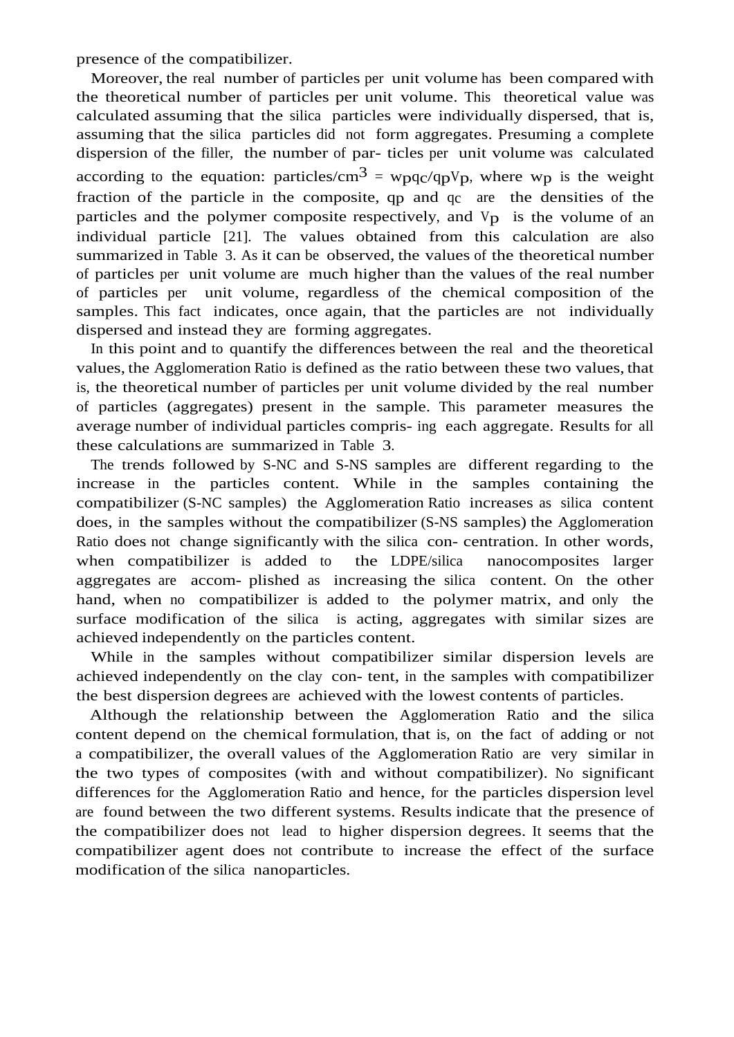presence of the compatibilizer.

Moreover, the real number of particles per unit volume has been compared with the theoretical number of particles per unit volume. This theoretical value was calculated assuming that the silica particles were individually dispersed, that is, assuming that the silica particles did not form aggregates. Presuming a complete dispersion of the filler, the number of par- ticles per unit volume was calculated according to the equation: particles/cm$^3$ = $w_p q_c / q_p V_p$, where $w_p$ is the weight fraction of the particle in the composite, $q_p$ and $q_c$ are the densities of the particles and the polymer composite respectively, and $V_p$ is the volume of an individual particle [21]. The values obtained from this calculation are also summarized in Table 3. As it can be observed, the values of the theoretical number of particles per unit volume are much higher than the values of the real number of particles per unit volume, regardless of the chemical composition of the samples. This fact indicates, once again, that the particles are not individually dispersed and instead they are forming aggregates.

In this point and to quantify the differences between the real and the theoretical values, the Agglomeration Ratio is defined as the ratio between these two values, that is, the theoretical number of particles per unit volume divided by the real number of particles (aggregates) present in the sample. This parameter measures the average number of individual particles compris- ing each aggregate. Results for all these calculations are summarized in Table 3.

The trends followed by S-NC and S-NS samples are different regarding to the increase in the particles content. While in the samples containing the compatibilizer (S-NC samples) the Agglomeration Ratio increases as silica content does, in the samples without the compatibilizer (S-NS samples) the Agglomeration Ratio does not change significantly with the silica con- centration. In other words, when compatibilizer is added to the LDPE/silica nanocomposites larger aggregates are accom- plished as increasing the silica content. On the other hand, when no compatibilizer is added to the polymer matrix, and only the surface modification of the silica is acting, aggregates with similar sizes are achieved independently on the particles content.

While in the samples without compatibilizer similar dispersion levels are achieved independently on the clay con- tent, in the samples with compatibilizer the best dispersion degrees are achieved with the lowest contents of particles.

Although the relationship between the Agglomeration Ratio and the silica content depend on the chemical formulation, that is, on the fact of adding or not a compatibilizer, the overall values of the Agglomeration Ratio are very similar in the two types of composites (with and without compatibilizer). No significant differences for the Agglomeration Ratio and hence, for the particles dispersion level are found between the two different systems. Results indicate that the presence of the compatibilizer does not lead to higher dispersion degrees. It seems that the compatibilizer agent does not contribute to increase the effect of the surface modification of the silica nanoparticles.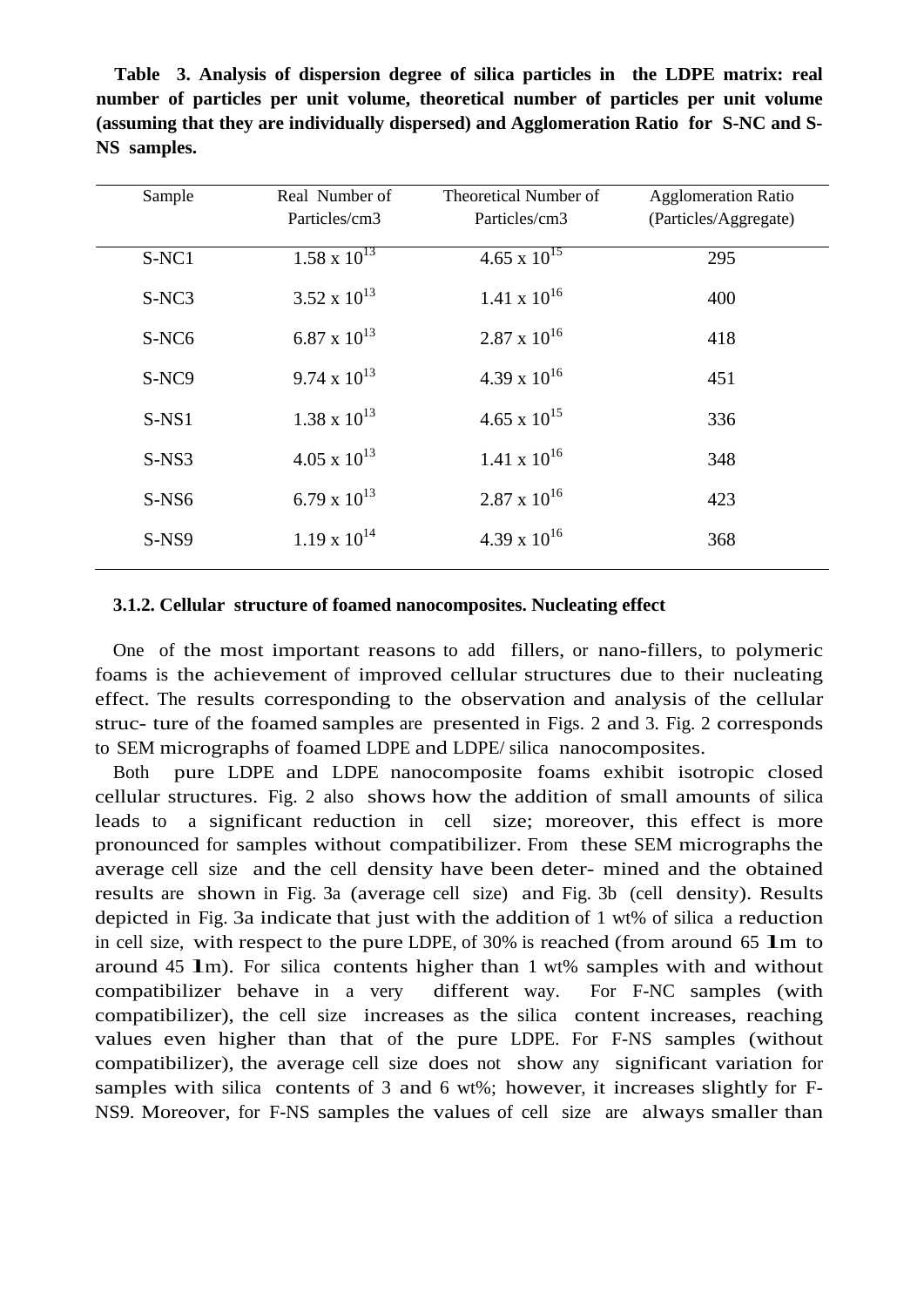**Table 3. Analysis of dispersion degree of silica particles in the LDPE matrix: real number of particles per unit volume, theoretical number of particles per unit volume (assuming that they are individually dispersed) and Agglomeration Ratio for S-NC and S-NS samples.**

| Sample | Real Number of Particles/cm3 | Theoretical Number of Particles/cm3 | Agglomeration Ratio (Particles/Aggregate) |
|---|---|---|---|
| S-NC1 | $1.58 \times 10^{13}$ | $4.65 \times 10^{15}$ | 295 |
| S-NC3 | $3.52 \times 10^{13}$ | $1.41 \times 10^{16}$ | 400 |
| S-NC6 | $6.87 \times 10^{13}$ | $2.87 \times 10^{16}$ | 418 |
| S-NC9 | $9.74 \times 10^{13}$ | $4.39 \times 10^{16}$ | 451 |
| S-NS1 | $1.38 \times 10^{13}$ | $4.65 \times 10^{15}$ | 336 |
| S-NS3 | $4.05 \times 10^{13}$ | $1.41 \times 10^{16}$ | 348 |
| S-NS6 | $6.79 \times 10^{13}$ | $2.87 \times 10^{16}$ | 423 |
| S-NS9 | $1.19 \times 10^{14}$ | $4.39 \times 10^{16}$ | 368 |

### 3.1.2. Cellular structure of foamed nanocomposites. Nucleating effect

One of the most important reasons to add fillers, or nano-fillers, to polymeric foams is the achievement of improved cellular structures due to their nucleating effect. The results corresponding to the observation and analysis of the cellular struc- ture of the foamed samples are presented in Figs. 2 and 3. Fig. 2 corresponds to SEM micrographs of foamed LDPE and LDPE/ silica nanocomposites.

Both pure LDPE and LDPE nanocomposite foams exhibit isotropic closed cellular structures. Fig. 2 also shows how the addition of small amounts of silica leads to a significant reduction in cell size; moreover, this effect is more pronounced for samples without compatibilizer. From these SEM micrographs the average cell size and the cell density have been deter- mined and the obtained results are shown in Fig. 3a (average cell size) and Fig. 3b (cell density). Results depicted in Fig. 3a indicate that just with the addition of 1 wt% of silica a reduction in cell size, with respect to the pure LDPE, of 30% is reached (from around 65 $\mu$m to around 45 $\mu$m). For silica contents higher than 1 wt% samples with and without compatibilizer behave in a very different way. For F-NC samples (with compatibilizer), the cell size increases as the silica content increases, reaching values even higher than that of the pure LDPE. For F-NS samples (without compatibilizer), the average cell size does not show any significant variation for samples with silica contents of 3 and 6 wt%; however, it increases slightly for F-NS9. Moreover, for F-NS samples the values of cell size are always smaller than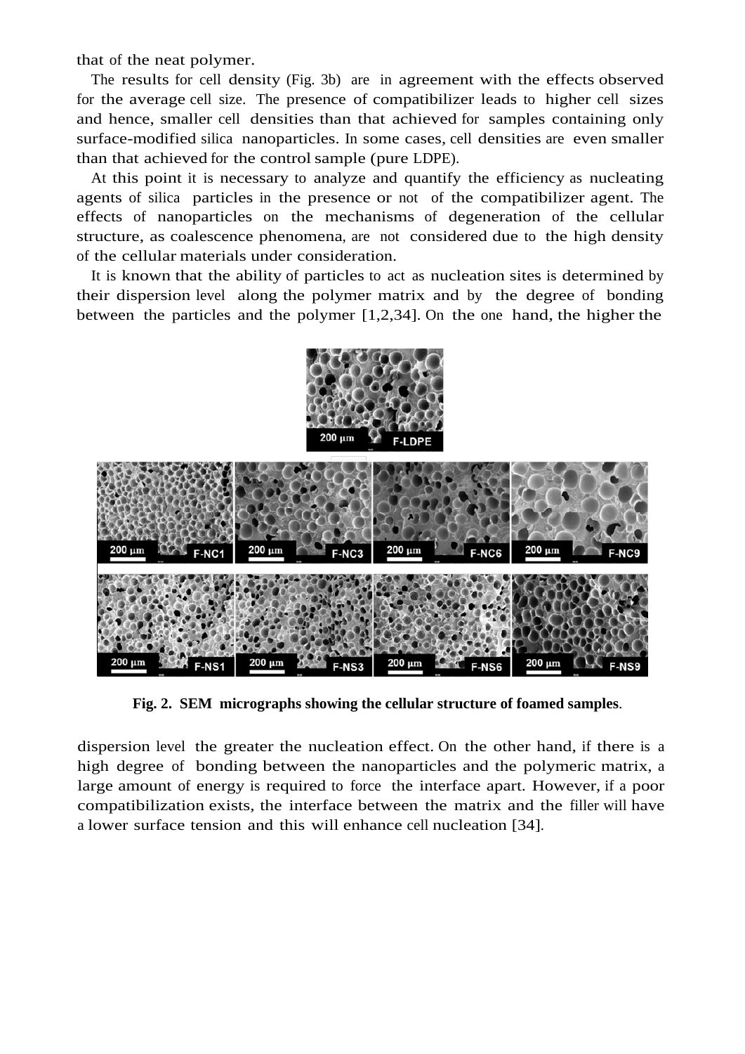that of the neat polymer.

The results for cell density (Fig. 3b) are in agreement with the effects observed for the average cell size. The presence of compatibilizer leads to higher cell sizes and hence, smaller cell densities than that achieved for samples containing only surface-modified silica nanoparticles. In some cases, cell densities are even smaller than that achieved for the control sample (pure LDPE).

At this point it is necessary to analyze and quantify the efficiency as nucleating agents of silica particles in the presence or not of the compatibilizer agent. The effects of nanoparticles on the mechanisms of degeneration of the cellular structure, as coalescence phenomena, are not considered due to the high density of the cellular materials under consideration.

It is known that the ability of particles to act as nucleation sites is determined by their dispersion level along the polymer matrix and by the degree of bonding between the particles and the polymer [1,2,34]. On the one hand, the higher the dispersion level the greater the nucleation effect. On the other hand, if there is a high degree of bonding between the nanoparticles and the polymeric matrix, a large amount of energy is required to force the interface apart. However, if a poor compatibilization exists, the interface between the matrix and the filler will have a lower surface tension and this will enhance cell nucleation [34].

**Fig. 2. SEM micrographs showing the cellular structure of foamed samples**.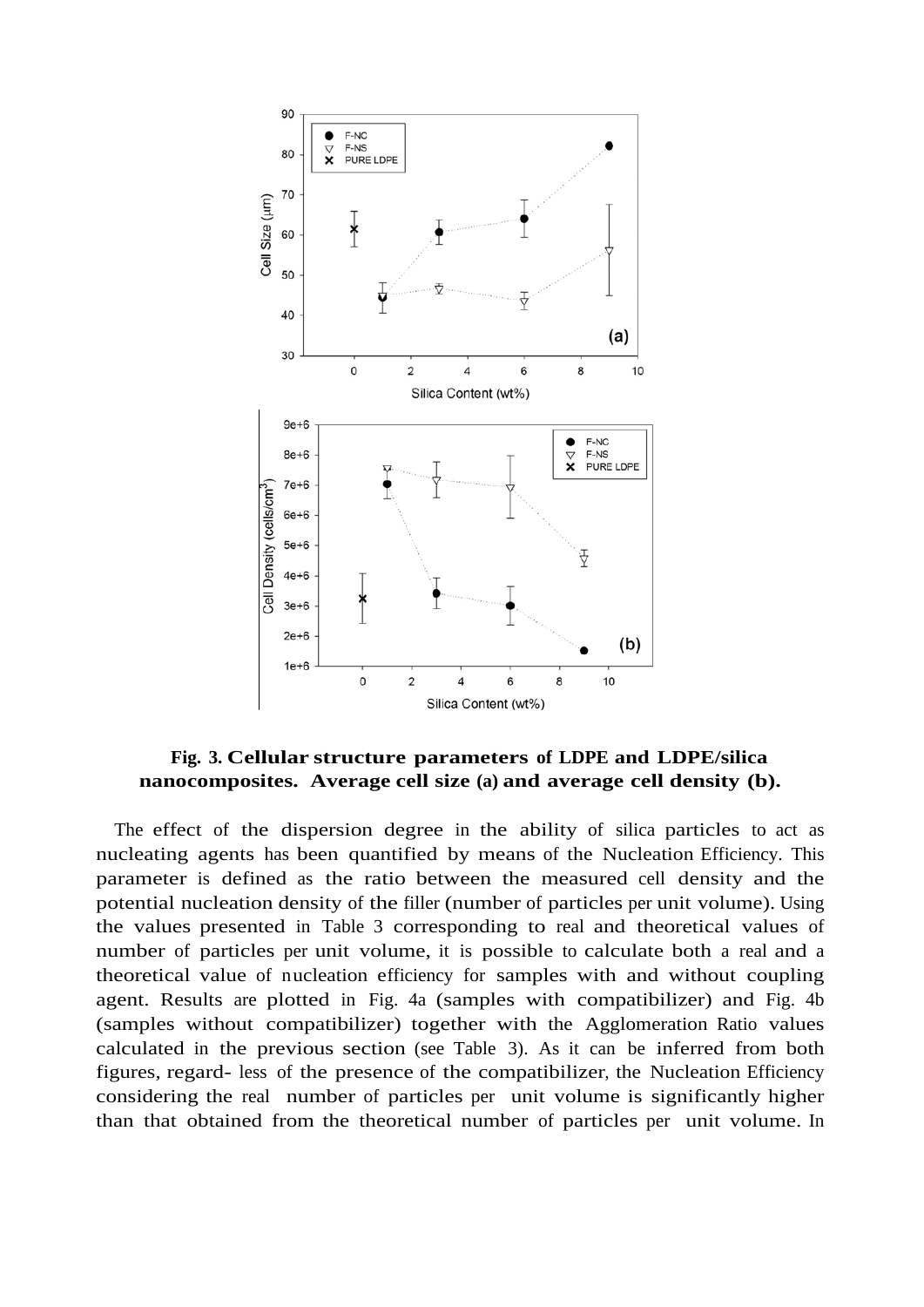**Fig. 3. Cellular structure parameters of LDPE and LDPE/silica nanocomposites. Average cell size (a) and average cell density (b).**

The effect of the dispersion degree in the ability of silica particles to act as nucleating agents has been quantified by means of the Nucleation Efficiency. This parameter is defined as the ratio between the measured cell density and the potential nucleation density of the filler (number of particles per unit volume). Using the values presented in Table 3 corresponding to real and theoretical values of number of particles per unit volume, it is possible to calculate both a real and a theoretical value of nucleation efficiency for samples with and without coupling agent. Results are plotted in Fig. 4a (samples with compatibilizer) and Fig. 4b (samples without compatibilizer) together with the Agglomeration Ratio values calculated in the previous section (see Table 3). As it can be inferred from both figures, regard- less of the presence of the compatibilizer, the Nucleation Efficiency considering the real number of particles per unit volume is significantly higher than that obtained from the theoretical number of particles per unit volume. In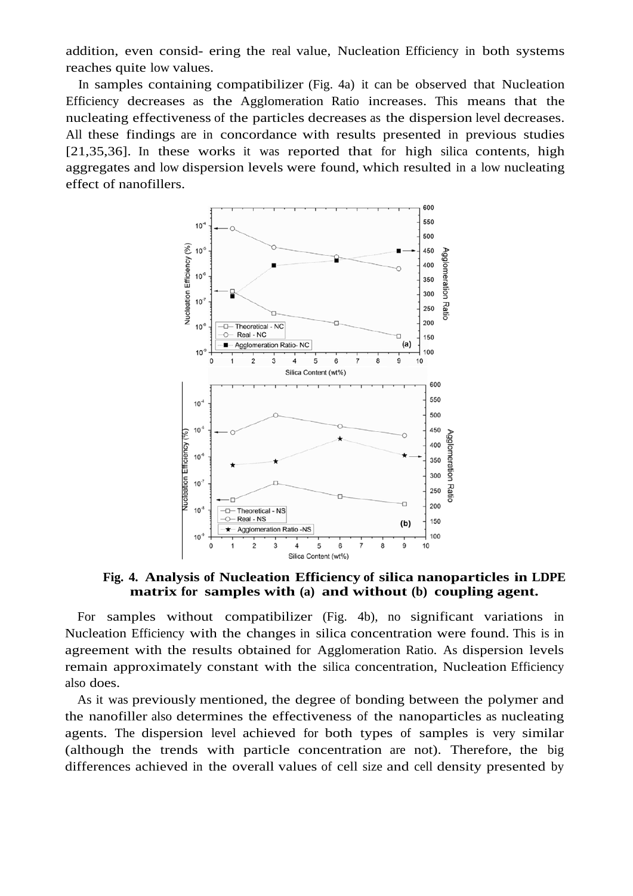addition, even consid- ering the real value, Nucleation Efficiency in both systems reaches quite low values.

In samples containing compatibilizer (Fig. 4a) it can be observed that Nucleation Efficiency decreases as the Agglomeration Ratio increases. This means that the nucleating effectiveness of the particles decreases as the dispersion level decreases. All these findings are in concordance with results presented in previous studies [21,35,36]. In these works it was reported that for high silica contents, high aggregates and low dispersion levels were found, which resulted in a low nucleating effect of nanofillers.

**Fig. 4. Analysis of Nucleation Efficiency of silica nanoparticles in LDPE matrix for samples with (a) and without (b) coupling agent.**

For samples without compatibilizer (Fig. 4b), no significant variations in Nucleation Efficiency with the changes in silica concentration were found. This is in agreement with the results obtained for Agglomeration Ratio. As dispersion levels remain approximately constant with the silica concentration, Nucleation Efficiency also does.

As it was previously mentioned, the degree of bonding between the polymer and the nanofiller also determines the effectiveness of the nanoparticles as nucleating agents. The dispersion level achieved for both types of samples is very similar (although the trends with particle concentration are not). Therefore, the big differences achieved in the overall values of cell size and cell density presented by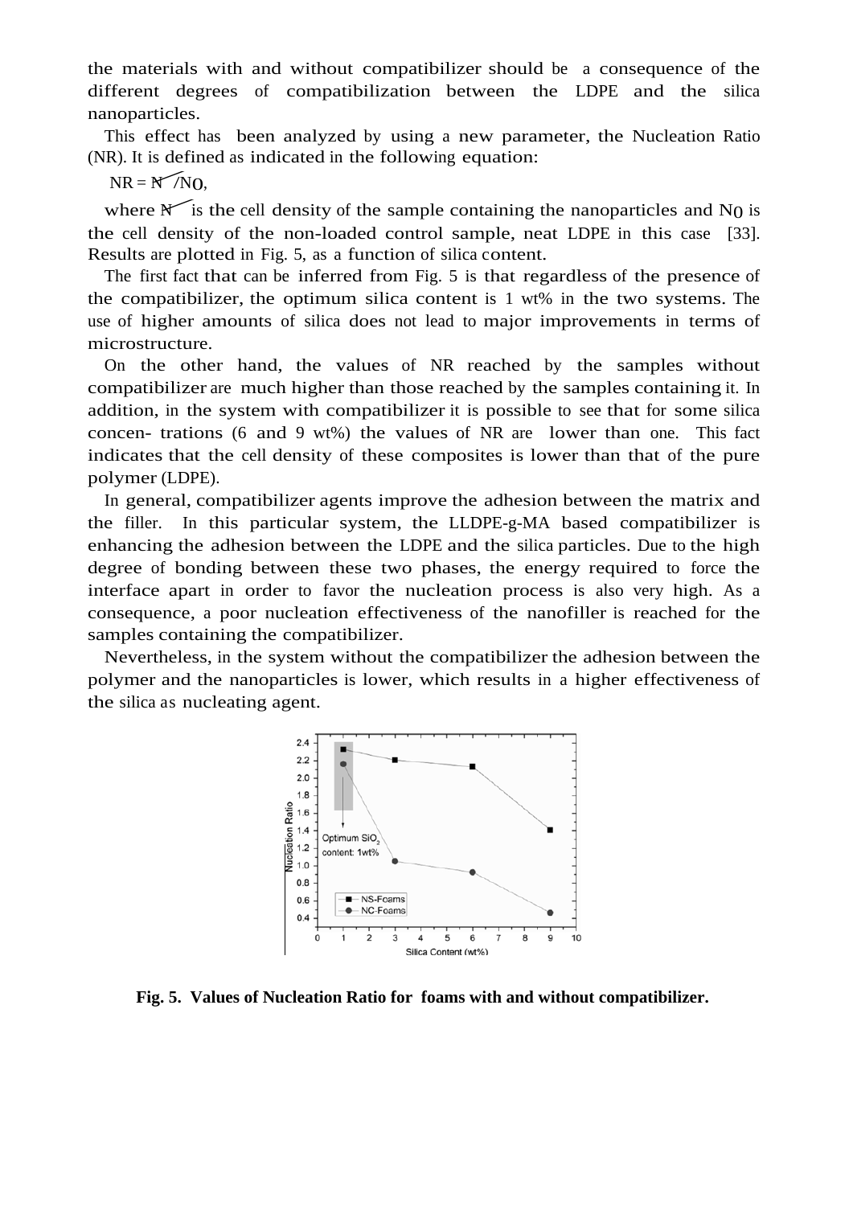the materials with and without compatibilizer should be a consequence of the different degrees of compatibilization between the LDPE and the silica nanoparticles.

This effect has been analyzed by using a new parameter, the Nucleation Ratio (NR). It is defined as indicated in the following equation:

$$NR = \bar{N}/N_0,$$

where $\bar{N}$ is the cell density of the sample containing the nanoparticles and $N_0$ is the cell density of the non-loaded control sample, neat LDPE in this case [33]. Results are plotted in Fig. 5, as a function of silica content.

The first fact that can be inferred from Fig. 5 is that regardless of the presence of the compatibilizer, the optimum silica content is 1 wt% in the two systems. The use of higher amounts of silica does not lead to major improvements in terms of microstructure.

On the other hand, the values of NR reached by the samples without compatibilizer are much higher than those reached by the samples containing it. In addition, in the system with compatibilizer it is possible to see that for some silica concen- trations (6 and 9 wt%) the values of NR are lower than one. This fact indicates that the cell density of these composites is lower than that of the pure polymer (LDPE).

In general, compatibilizer agents improve the adhesion between the matrix and the filler. In this particular system, the LLDPE-g-MA based compatibilizer is enhancing the adhesion between the LDPE and the silica particles. Due to the high degree of bonding between these two phases, the energy required to force the interface apart in order to favor the nucleation process is also very high. As a consequence, a poor nucleation effectiveness of the nanofiller is reached for the samples containing the compatibilizer.

Nevertheless, in the system without the compatibilizer the adhesion between the polymer and the nanoparticles is lower, which results in a higher effectiveness of the silica as nucleating agent.

**Fig. 5. Values of Nucleation Ratio for foams with and without compatibilizer.**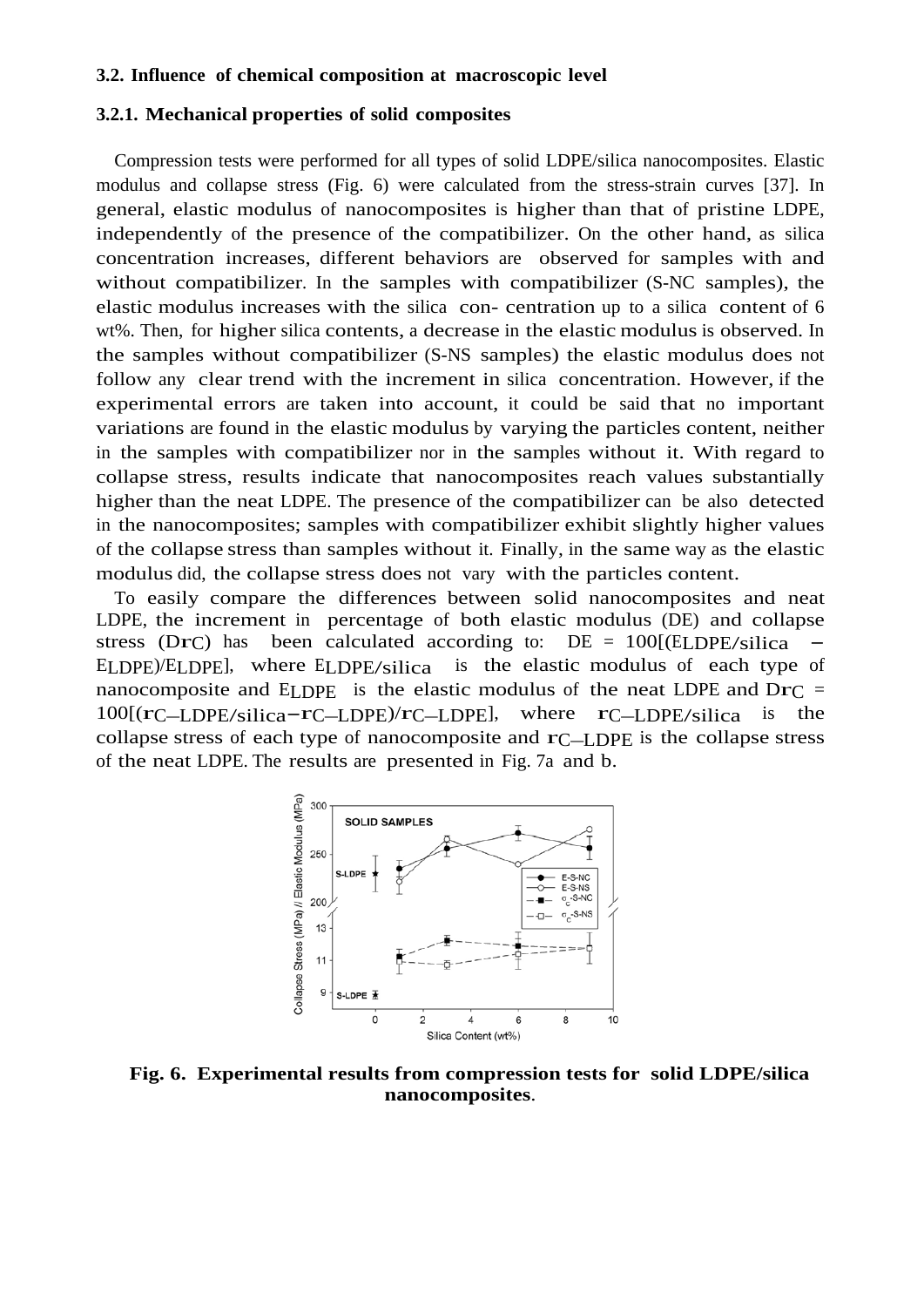### 3.2. Influence of chemical composition at macroscopic level

#### 3.2.1. Mechanical properties of solid composites

Compression tests were performed for all types of solid LDPE/silica nanocomposites. Elastic modulus and collapse stress (Fig. 6) were calculated from the stress-strain curves [37]. In general, elastic modulus of nanocomposites is higher than that of pristine LDPE, independently of the presence of the compatibilizer. On the other hand, as silica concentration increases, different behaviors are observed for samples with and without compatibilizer. In the samples with compatibilizer (S-NC samples), the elastic modulus increases with the silica con- centration up to a silica content of 6 wt%. Then, for higher silica contents, a decrease in the elastic modulus is observed. In the samples without compatibilizer (S-NS samples) the elastic modulus does not follow any clear trend with the increment in silica concentration. However, if the experimental errors are taken into account, it could be said that no important variations are found in the elastic modulus by varying the particles content, neither in the samples with compatibilizer nor in the samples without it. With regard to collapse stress, results indicate that nanocomposites reach values substantially higher than the neat LDPE. The presence of the compatibilizer can be also detected in the nanocomposites; samples with compatibilizer exhibit slightly higher values of the collapse stress than samples without it. Finally, in the same way as the elastic modulus did, the collapse stress does not vary with the particles content.

To easily compare the differences between solid nanocomposites and neat LDPE, the increment in percentage of both elastic modulus (DE) and collapse stress ($D\sigma_C$) has been calculated according to: $DE = 100[(E_{LDPE/silica} - E_{LDPE})/E_{LDPE}]$, where $E_{LDPE/silica}$ is the elastic modulus of each type of nanocomposite and $E_{LDPE}$ is the elastic modulus of the neat LDPE and $D\sigma_C = 100[(\sigma_{C-LDPE/silica} - \sigma_{C-LDPE})/\sigma_{C-LDPE}]$, where $\sigma_{C-LDPE/silica}$ is the collapse stress of each type of nanocomposite and $\sigma_{C-LDPE}$ is the collapse stress of the neat LDPE. The results are presented in Fig. 7a and b.

**Fig. 6. Experimental results from compression tests for solid LDPE/silica nanocomposites.**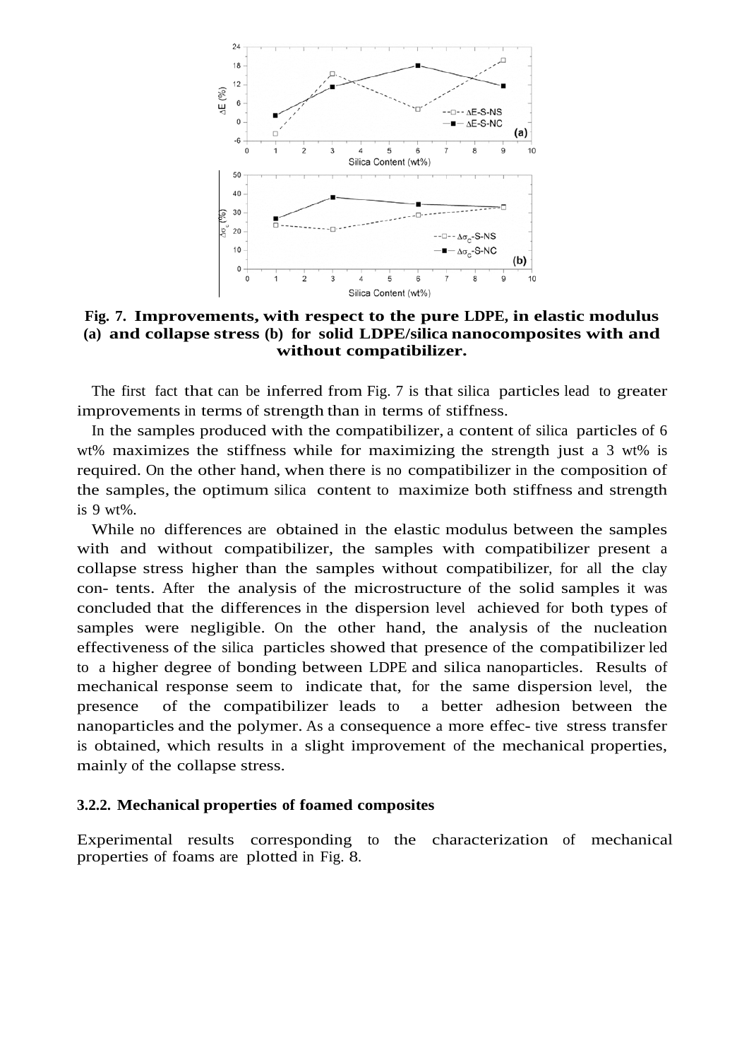**Fig. 7. Improvements, with respect to the pure LDPE, in elastic modulus (a) and collapse stress (b) for solid LDPE/silica nanocomposites with and without compatibilizer.**

The first fact that can be inferred from Fig. 7 is that silica particles lead to greater improvements in terms of strength than in terms of stiffness.

In the samples produced with the compatibilizer, a content of silica particles of 6 wt% maximizes the stiffness while for maximizing the strength just a 3 wt% is required. On the other hand, when there is no compatibilizer in the composition of the samples, the optimum silica content to maximize both stiffness and strength is 9 wt%.

While no differences are obtained in the elastic modulus between the samples with and without compatibilizer, the samples with compatibilizer present a collapse stress higher than the samples without compatibilizer, for all the clay con- tents. After the analysis of the microstructure of the solid samples it was concluded that the differences in the dispersion level achieved for both types of samples were negligible. On the other hand, the analysis of the nucleation effectiveness of the silica particles showed that presence of the compatibilizer led to a higher degree of bonding between LDPE and silica nanoparticles. Results of mechanical response seem to indicate that, for the same dispersion level, the presence of the compatibilizer leads to a better adhesion between the nanoparticles and the polymer. As a consequence a more effec- tive stress transfer is obtained, which results in a slight improvement of the mechanical properties, mainly of the collapse stress.

### 3.2.2. Mechanical properties of foamed composites

Experimental results corresponding to the characterization of mechanical properties of foams are plotted in Fig. 8.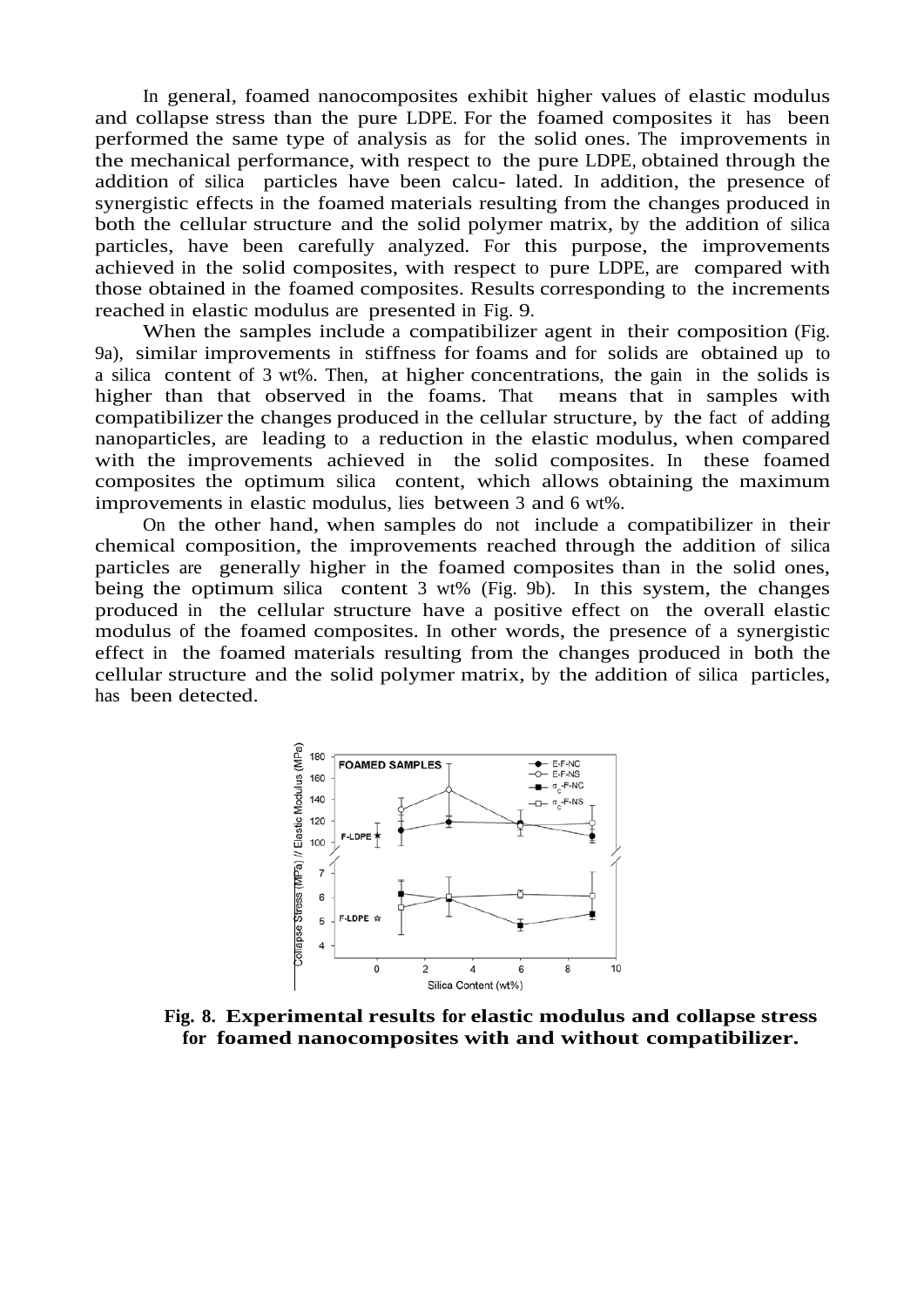In general, foamed nanocomposites exhibit higher values of elastic modulus and collapse stress than the pure LDPE. For the foamed composites it has been performed the same type of analysis as for the solid ones. The improvements in the mechanical performance, with respect to the pure LDPE, obtained through the addition of silica particles have been calcu- lated. In addition, the presence of synergistic effects in the foamed materials resulting from the changes produced in both the cellular structure and the solid polymer matrix, by the addition of silica particles, have been carefully analyzed. For this purpose, the improvements achieved in the solid composites, with respect to pure LDPE, are compared with those obtained in the foamed composites. Results corresponding to the increments reached in elastic modulus are presented in Fig. 9.

When the samples include a compatibilizer agent in their composition (Fig. 9a), similar improvements in stiffness for foams and for solids are obtained up to a silica content of 3 wt%. Then, at higher concentrations, the gain in the solids is higher than that observed in the foams. That means that in samples with compatibilizer the changes produced in the cellular structure, by the fact of adding nanoparticles, are leading to a reduction in the elastic modulus, when compared with the improvements achieved in the solid composites. In these foamed composites the optimum silica content, which allows obtaining the maximum improvements in elastic modulus, lies between 3 and 6 wt%.

On the other hand, when samples do not include a compatibilizer in their chemical composition, the improvements reached through the addition of silica particles are generally higher in the foamed composites than in the solid ones, being the optimum silica content 3 wt% (Fig. 9b). In this system, the changes produced in the cellular structure have a positive effect on the overall elastic modulus of the foamed composites. In other words, the presence of a synergistic effect in the foamed materials resulting from the changes produced in both the cellular structure and the solid polymer matrix, by the addition of silica particles, has been detected.

**Fig. 8. Experimental results for elastic modulus and collapse stress for foamed nanocomposites with and without compatibilizer.**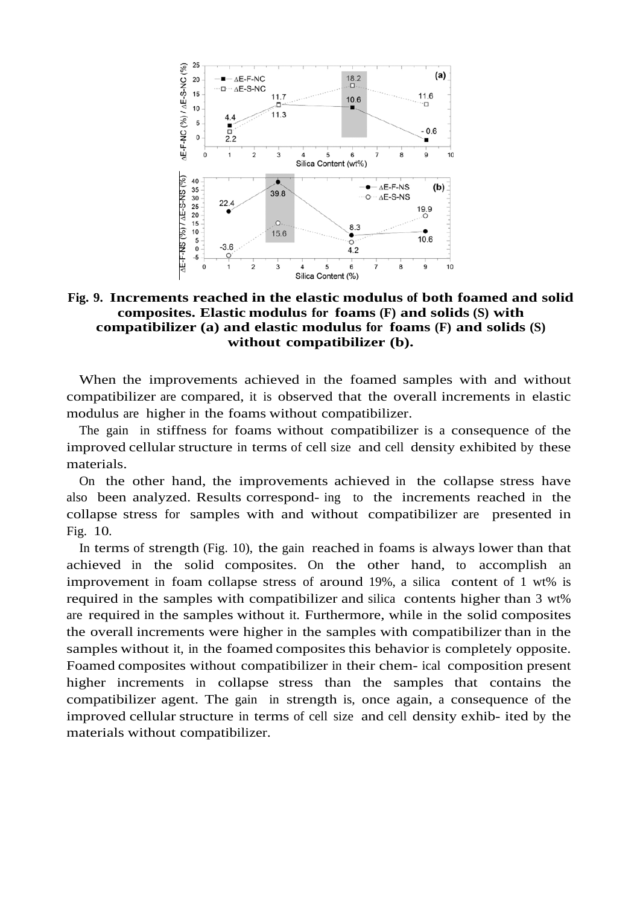**Fig. 9. Increments reached in the elastic modulus of both foamed and solid composites. Elastic modulus for foams (F) and solids (S) with compatibilizer (a) and elastic modulus for foams (F) and solids (S) without compatibilizer (b).**

When the improvements achieved in the foamed samples with and without compatibilizer are compared, it is observed that the overall increments in elastic modulus are higher in the foams without compatibilizer.

The gain in stiffness for foams without compatibilizer is a consequence of the improved cellular structure in terms of cell size and cell density exhibited by these materials.

On the other hand, the improvements achieved in the collapse stress have also been analyzed. Results correspond- ing to the increments reached in the collapse stress for samples with and without compatibilizer are presented in Fig. 10.

In terms of strength (Fig. 10), the gain reached in foams is always lower than that achieved in the solid composites. On the other hand, to accomplish an improvement in foam collapse stress of around 19%, a silica content of 1 wt% is required in the samples with compatibilizer and silica contents higher than 3 wt% are required in the samples without it. Furthermore, while in the solid composites the overall increments were higher in the samples with compatibilizer than in the samples without it, in the foamed composites this behavior is completely opposite. Foamed composites without compatibilizer in their chem- ical composition present higher increments in collapse stress than the samples that contains the compatibilizer agent. The gain in strength is, once again, a consequence of the improved cellular structure in terms of cell size and cell density exhib- ited by the materials without compatibilizer.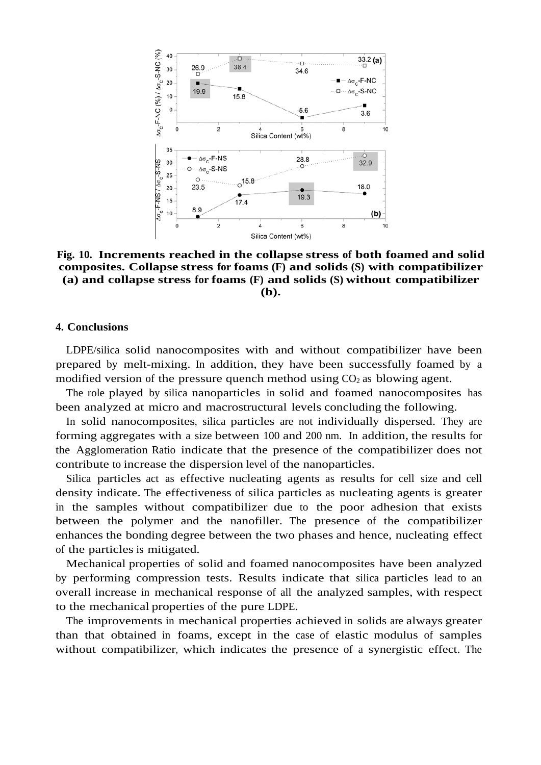**Fig. 10. Increments reached in the collapse stress of both foamed and solid composites. Collapse stress for foams (F) and solids (S) with compatibilizer (a) and collapse stress for foams (F) and solids (S) without compatibilizer (b).**

## 4. Conclusions

LDPE/silica solid nanocomposites with and without compatibilizer have been prepared by melt-mixing. In addition, they have been successfully foamed by a modified version of the pressure quench method using $CO_2$ as blowing agent.

The role played by silica nanoparticles in solid and foamed nanocomposites has been analyzed at micro and macrostructural levels concluding the following.

In solid nanocomposites, silica particles are not individually dispersed. They are forming aggregates with a size between 100 and 200 nm. In addition, the results for the Agglomeration Ratio indicate that the presence of the compatibilizer does not contribute to increase the dispersion level of the nanoparticles.

Silica particles act as effective nucleating agents as results for cell size and cell density indicate. The effectiveness of silica particles as nucleating agents is greater in the samples without compatibilizer due to the poor adhesion that exists between the polymer and the nanofiller. The presence of the compatibilizer enhances the bonding degree between the two phases and hence, nucleating effect of the particles is mitigated.

Mechanical properties of solid and foamed nanocomposites have been analyzed by performing compression tests. Results indicate that silica particles lead to an overall increase in mechanical response of all the analyzed samples, with respect to the mechanical properties of the pure LDPE.

The improvements in mechanical properties achieved in solids are always greater than that obtained in foams, except in the case of elastic modulus of samples without compatibilizer, which indicates the presence of a synergistic effect. The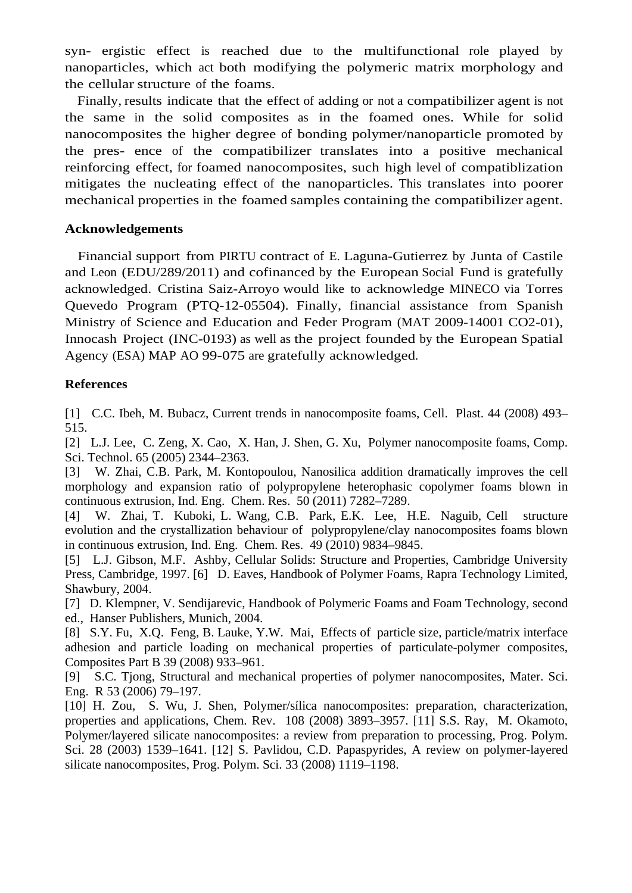syn- ergistic effect is reached due to the multifunctional role played by nanoparticles, which act both modifying the polymeric matrix morphology and the cellular structure of the foams.

Finally, results indicate that the effect of adding or not a compatibilizer agent is not the same in the solid composites as in the foamed ones. While for solid nanocomposites the higher degree of bonding polymer/nanoparticle promoted by the pres- ence of the compatibilizer translates into a positive mechanical reinforcing effect, for foamed nanocomposites, such high level of compatiblization mitigates the nucleating effect of the nanoparticles. This translates into poorer mechanical properties in the foamed samples containing the compatibilizer agent.

**Acknowledgements**

Financial support from PIRTU contract of E. Laguna-Gutierrez by Junta of Castile and Leon (EDU/289/2011) and cofinanced by the European Social Fund is gratefully acknowledged. Cristina Saiz-Arroyo would like to acknowledge MINECO via Torres Quevedo Program (PTQ-12-05504). Finally, financial assistance from Spanish Ministry of Science and Education and Feder Program (MAT 2009-14001 CO2-01), Innocash Project (INC-0193) as well as the project founded by the European Spatial Agency (ESA) MAP AO 99-075 are gratefully acknowledged.

**References**

[1] C.C. Ibeh, M. Bubacz, Current trends in nanocomposite foams, Cell. Plast. 44 (2008) 493–515.

[2] L.J. Lee, C. Zeng, X. Cao, X. Han, J. Shen, G. Xu, Polymer nanocomposite foams, Comp. Sci. Technol. 65 (2005) 2344–2363.

[3] W. Zhai, C.B. Park, M. Kontopoulou, Nanosilica addition dramatically improves the cell morphology and expansion ratio of polypropylene heterophasic copolymer foams blown in continuous extrusion, Ind. Eng. Chem. Res. 50 (2011) 7282–7289.

[4] W. Zhai, T. Kuboki, L. Wang, C.B. Park, E.K. Lee, H.E. Naguib, Cell structure evolution and the crystallization behaviour of polypropylene/clay nanocomposites foams blown in continuous extrusion, Ind. Eng. Chem. Res. 49 (2010) 9834–9845.

[5] L.J. Gibson, M.F. Ashby, Cellular Solids: Structure and Properties, Cambridge University Press, Cambridge, 1997. [6] D. Eaves, Handbook of Polymer Foams, Rapra Technology Limited, Shawbury, 2004.

[7] D. Klempner, V. Sendijarevic, Handbook of Polymeric Foams and Foam Technology, second ed., Hanser Publishers, Munich, 2004.

[8] S.Y. Fu, X.Q. Feng, B. Lauke, Y.W. Mai, Effects of particle size, particle/matrix interface adhesion and particle loading on mechanical properties of particulate-polymer composites, Composites Part B 39 (2008) 933–961.

[9] S.C. Tjong, Structural and mechanical properties of polymer nanocomposites, Mater. Sci. Eng. R 53 (2006) 79–197.

[10] H. Zou, S. Wu, J. Shen, Polymer/sílica nanocomposites: preparation, characterization, properties and applications, Chem. Rev. 108 (2008) 3893–3957. [11] S.S. Ray, M. Okamoto, Polymer/layered silicate nanocomposites: a review from preparation to processing, Prog. Polym. Sci. 28 (2003) 1539–1641. [12] S. Pavlidou, C.D. Papaspyrides, A review on polymer-layered silicate nanocomposites, Prog. Polym. Sci. 33 (2008) 1119–1198.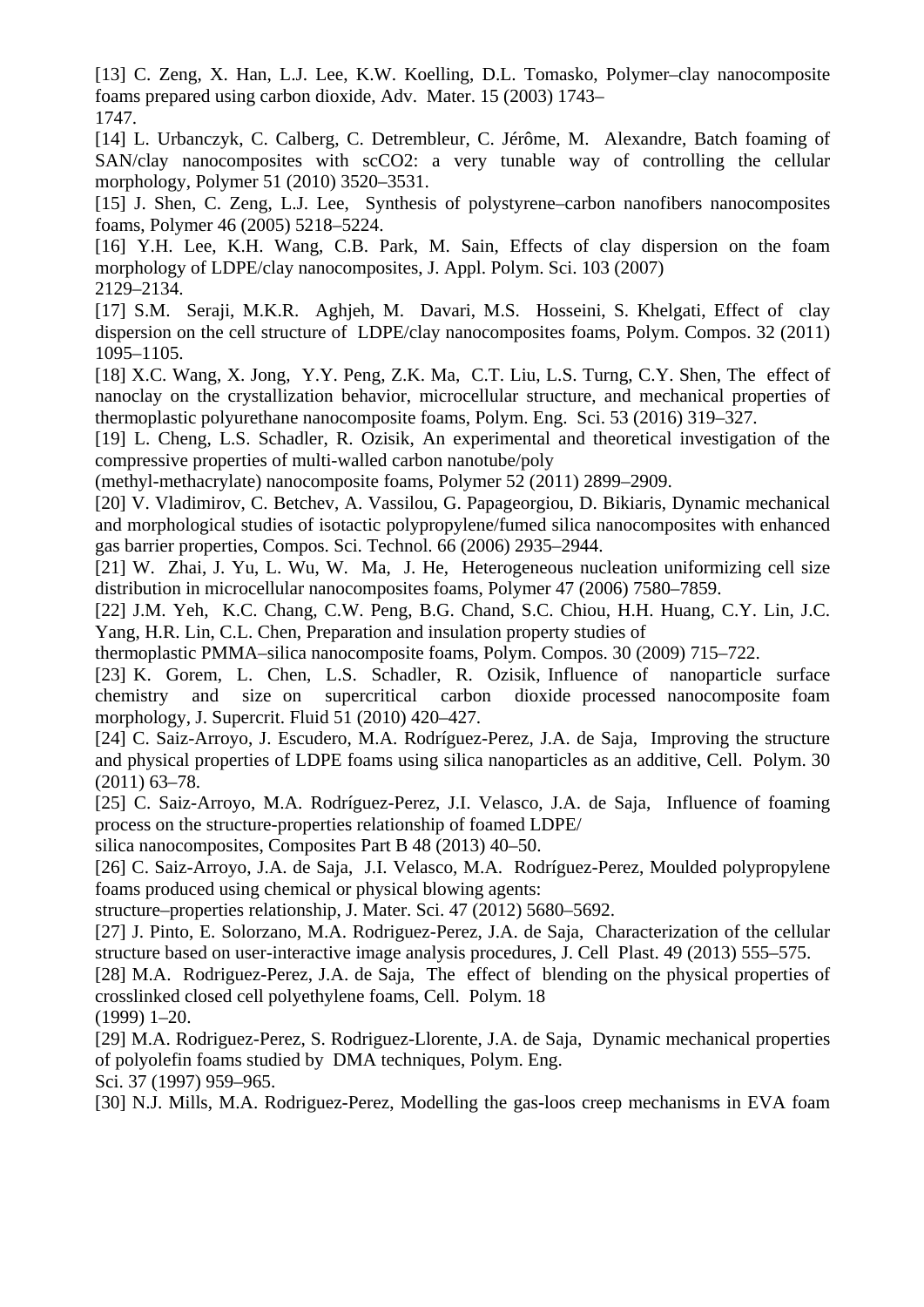[13] C. Zeng, X. Han, L.J. Lee, K.W. Koelling, D.L. Tomasko, Polymer–clay nanocomposite foams prepared using carbon dioxide, Adv. Mater. 15 (2003) 1743–1747.

[14] L. Urbanczyk, C. Calberg, C. Detrembleur, C. Jérôme, M. Alexandre, Batch foaming of SAN/clay nanocomposites with scCO2: a very tunable way of controlling the cellular morphology, Polymer 51 (2010) 3520–3531.

[15] J. Shen, C. Zeng, L.J. Lee, Synthesis of polystyrene–carbon nanofibers nanocomposites foams, Polymer 46 (2005) 5218–5224.

[16] Y.H. Lee, K.H. Wang, C.B. Park, M. Sain, Effects of clay dispersion on the foam morphology of LDPE/clay nanocomposites, J. Appl. Polym. Sci. 103 (2007) 2129–2134.

[17] S.M. Seraji, M.K.R. Aghjeh, M. Davari, M.S. Hosseini, S. Khelgati, Effect of clay dispersion on the cell structure of LDPE/clay nanocomposites foams, Polym. Compos. 32 (2011) 1095–1105.

[18] X.C. Wang, X. Jong, Y.Y. Peng, Z.K. Ma, C.T. Liu, L.S. Turng, C.Y. Shen, The effect of nanoclay on the crystallization behavior, microcellular structure, and mechanical properties of thermoplastic polyurethane nanocomposite foams, Polym. Eng. Sci. 53 (2016) 319–327.

[19] L. Cheng, L.S. Schadler, R. Ozisik, An experimental and theoretical investigation of the compressive properties of multi-walled carbon nanotube/poly (methyl-methacrylate) nanocomposite foams, Polymer 52 (2011) 2899–2909.

[20] V. Vladimirov, C. Betchev, A. Vassilou, G. Papageorgiou, D. Bikiaris, Dynamic mechanical and morphological studies of isotactic polypropylene/fumed silica nanocomposites with enhanced gas barrier properties, Compos. Sci. Technol. 66 (2006) 2935–2944.

[21] W. Zhai, J. Yu, L. Wu, W. Ma, J. He, Heterogeneous nucleation uniformizing cell size distribution in microcellular nanocomposites foams, Polymer 47 (2006) 7580–7859.

[22] J.M. Yeh, K.C. Chang, C.W. Peng, B.G. Chand, S.C. Chiou, H.H. Huang, C.Y. Lin, J.C. Yang, H.R. Lin, C.L. Chen, Preparation and insulation property studies of thermoplastic PMMA–silica nanocomposite foams, Polym. Compos. 30 (2009) 715–722.

[23] K. Gorem, L. Chen, L.S. Schadler, R. Ozisik, Influence of nanoparticle surface chemistry and size on supercritical carbon dioxide processed nanocomposite foam morphology, J. Supercrit. Fluid 51 (2010) 420–427.

[24] C. Saiz-Arroyo, J. Escudero, M.A. Rodríguez-Perez, J.A. de Saja, Improving the structure and physical properties of LDPE foams using silica nanoparticles as an additive, Cell. Polym. 30 (2011) 63–78.

[25] C. Saiz-Arroyo, M.A. Rodríguez-Perez, J.I. Velasco, J.A. de Saja, Influence of foaming process on the structure-properties relationship of foamed LDPE/ silica nanocomposites, Composites Part B 48 (2013) 40–50.

[26] C. Saiz-Arroyo, J.A. de Saja, J.I. Velasco, M.A. Rodríguez-Perez, Moulded polypropylene foams produced using chemical or physical blowing agents: structure–properties relationship, J. Mater. Sci. 47 (2012) 5680–5692.

[27] J. Pinto, E. Solorzano, M.A. Rodriguez-Perez, J.A. de Saja, Characterization of the cellular structure based on user-interactive image analysis procedures, J. Cell Plast. 49 (2013) 555–575.

[28] M.A. Rodriguez-Perez, J.A. de Saja, The effect of blending on the physical properties of crosslinked closed cell polyethylene foams, Cell. Polym. 18 (1999) 1–20.

[29] M.A. Rodriguez-Perez, S. Rodriguez-Llorente, J.A. de Saja, Dynamic mechanical properties of polyolefin foams studied by DMA techniques, Polym. Eng. Sci. 37 (1997) 959–965.

[30] N.J. Mills, M.A. Rodriguez-Perez, Modelling the gas-loos creep mechanisms in EVA foam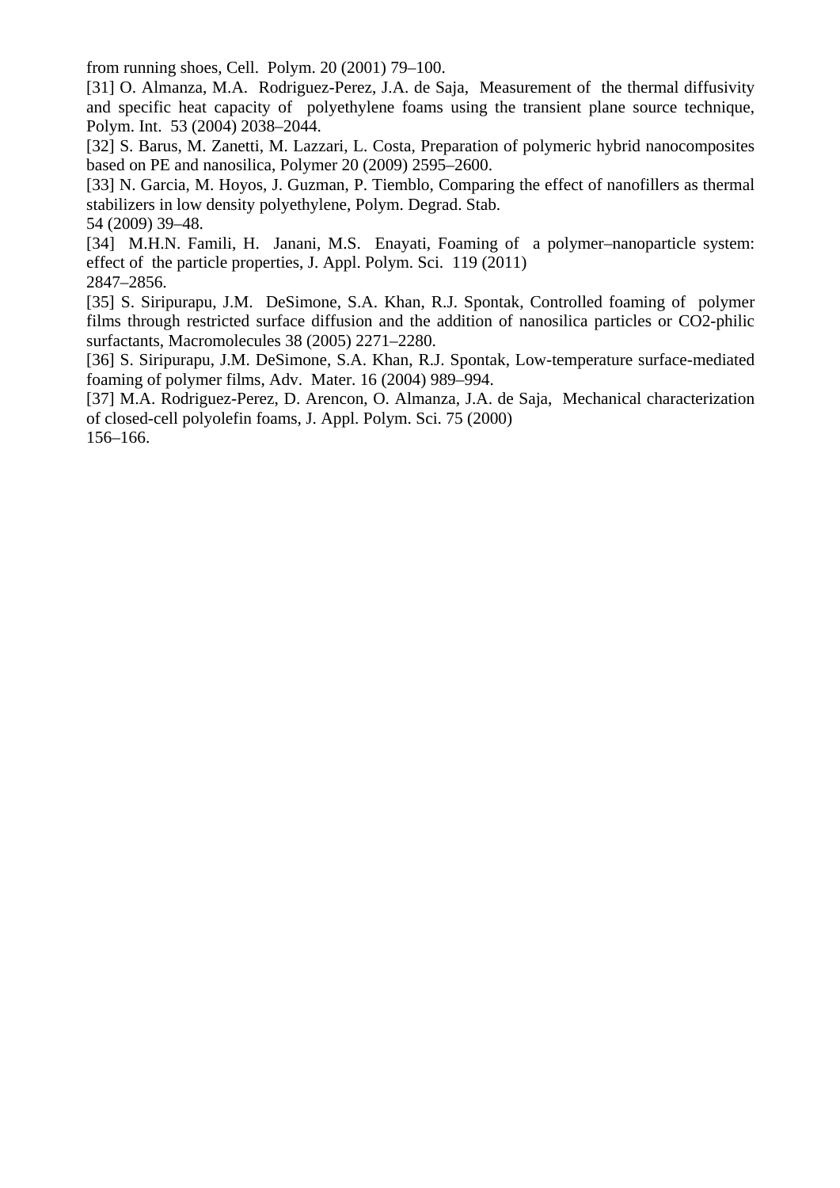from running shoes, Cell. Polym. 20 (2001) 79–100.

[31] O. Almanza, M.A. Rodriguez-Perez, J.A. de Saja, Measurement of the thermal diffusivity and specific heat capacity of polyethylene foams using the transient plane source technique, Polym. Int. 53 (2004) 2038–2044.

[32] S. Barus, M. Zanetti, M. Lazzari, L. Costa, Preparation of polymeric hybrid nanocomposites based on PE and nanosilica, Polymer 20 (2009) 2595–2600.

[33] N. Garcia, M. Hoyos, J. Guzman, P. Tiemblo, Comparing the effect of nanofillers as thermal stabilizers in low density polyethylene, Polym. Degrad. Stab. 54 (2009) 39–48.

[34] M.H.N. Famili, H. Janani, M.S. Enayati, Foaming of a polymer–nanoparticle system: effect of the particle properties, J. Appl. Polym. Sci. 119 (2011) 2847–2856.

[35] S. Siripurapu, J.M. DeSimone, S.A. Khan, R.J. Spontak, Controlled foaming of polymer films through restricted surface diffusion and the addition of nanosilica particles or CO2-philic surfactants, Macromolecules 38 (2005) 2271–2280.

[36] S. Siripurapu, J.M. DeSimone, S.A. Khan, R.J. Spontak, Low-temperature surface-mediated foaming of polymer films, Adv. Mater. 16 (2004) 989–994.

[37] M.A. Rodriguez-Perez, D. Arencon, O. Almanza, J.A. de Saja, Mechanical characterization of closed-cell polyolefin foams, J. Appl. Polym. Sci. 75 (2000) 156–166.